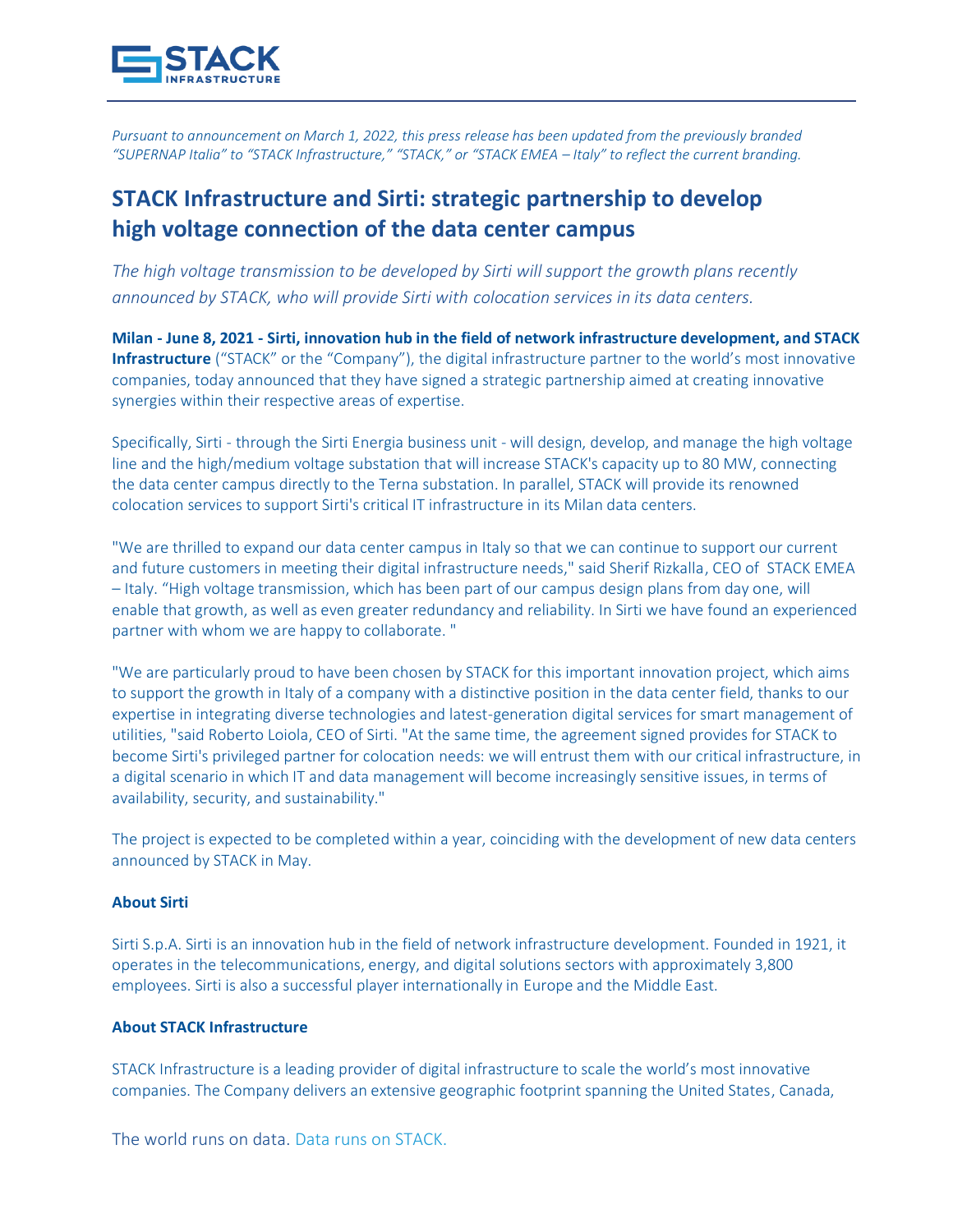*Pursuant to announcement on March 1, 2022, this press release has been updated from the previously branded "SUPERNAP Italia" to "STACK Infrastructure," "STACK," or "STACK EMEA – Italy" to reflect the current branding.*

# STACK Infrastructure and Sirti: strategic partnership to develop high voltage connection of the data center campus

*The high voltage transmission to be developed by Sirti will support the growth plans recently announced by STACK, who will provide Sirti with colocation services in its data centers.*

**Milan - June 8, 2021 - Sirti, innovation hub in the field of network infrastructure development, and STACK Infrastructure** ("STACK" or the "Company"), the digital infrastructure partner to the world's most innovative companies, today announced that they have signed a strategic partnership aimed at creating innovative synergies within their respective areas of expertise.

Specifically, Sirti - through the Sirti Energia business unit - will design, develop, and manage the high voltage line and the high/medium voltage substation that will increase STACK's capacity up to 80 MW, connecting the data center campus directly to the Terna substation. In parallel, STACK will provide its renowned colocation services to support Sirti's critical IT infrastructure in its Milan data centers.

"We are thrilled to expand our data center campus in Italy so that we can continue to support our current and future customers in meeting their digital infrastructure needs," said Sherif Rizkalla, CEO of STACK EMEA – Italy. "High voltage transmission, which has been part of our campus design plans from day one, will enable that growth, as well as even greater redundancy and reliability. In Sirti we have found an experienced partner with whom we are happy to collaborate. "

"We are particularly proud to have been chosen by STACK for this important innovation project, which aims to support the growth in Italy of a company with a distinctive position in the data center field, thanks to our expertise in integrating diverse technologies and latest-generation digital services for smart management of utilities, "said Roberto Loiola, CEO of Sirti. "At the same time, the agreement signed provides for STACK to become Sirti's privileged partner for colocation needs: we will entrust them with our critical infrastructure, in a digital scenario in which IT and data management will become increasingly sensitive issues, in terms of availability, security, and sustainability."

The project is expected to be completed within a year, coinciding with the development of new data centers announced by STACK in May.

### About Sirti

Sirti S.p.A. Sirti is an innovation hub in the field of network infrastructure development. Founded in 1921, it operates in the telecommunications, energy, and digital solutions sectors with approximately 3,800 employees. Sirti is also a successful player internationally in Europe and the Middle East.

### About STACK Infrastructure

STACK Infrastructure is a leading provider of digital infrastructure to scale the world's most innovative companies. The Company delivers an extensive geographic footprint spanning the United States, Canada,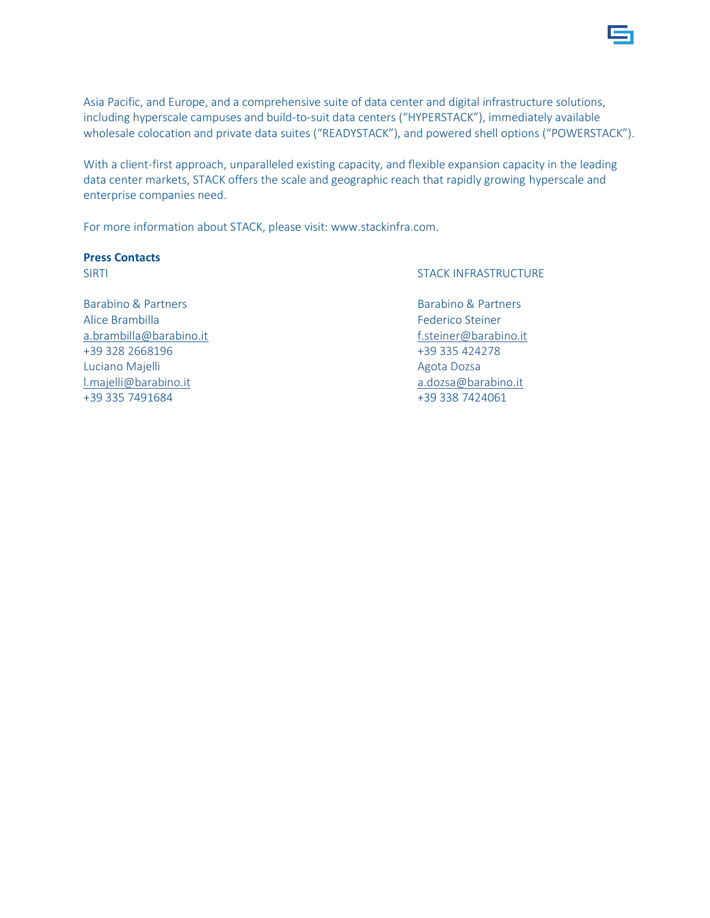Asia Pacific, and Europe, and a comprehensive suite of data center and digital infrastructure solutions, including hyperscale campuses and build-to-suit data centers (“HYPERSTACK”), immediately available wholesale colocation and private data suites (“READYSTACK”), and powered shell options (“POWERSTACK”).

With a client-first approach, unparalleled existing capacity, and flexible expansion capacity in the leading data center markets, STACK offers the scale and geographic reach that rapidly growing hyperscale and enterprise companies need.

For more information about STACK, please visit: www.stackinfra.com.

**Press Contacts**

SIRTI

Barabino & Partners
Alice Brambilla
a.brambilla@barabino.it
+39 328 2668196
Luciano Majelli
l.majelli@barabino.it
+39 335 7491684

STACK INFRASTRUCTURE

Barabino & Partners
Federico Steiner
f.steiner@barabino.it
+39 335 424278
Agota Dozsa
a.dozsa@barabino.it
+39 338 7424061